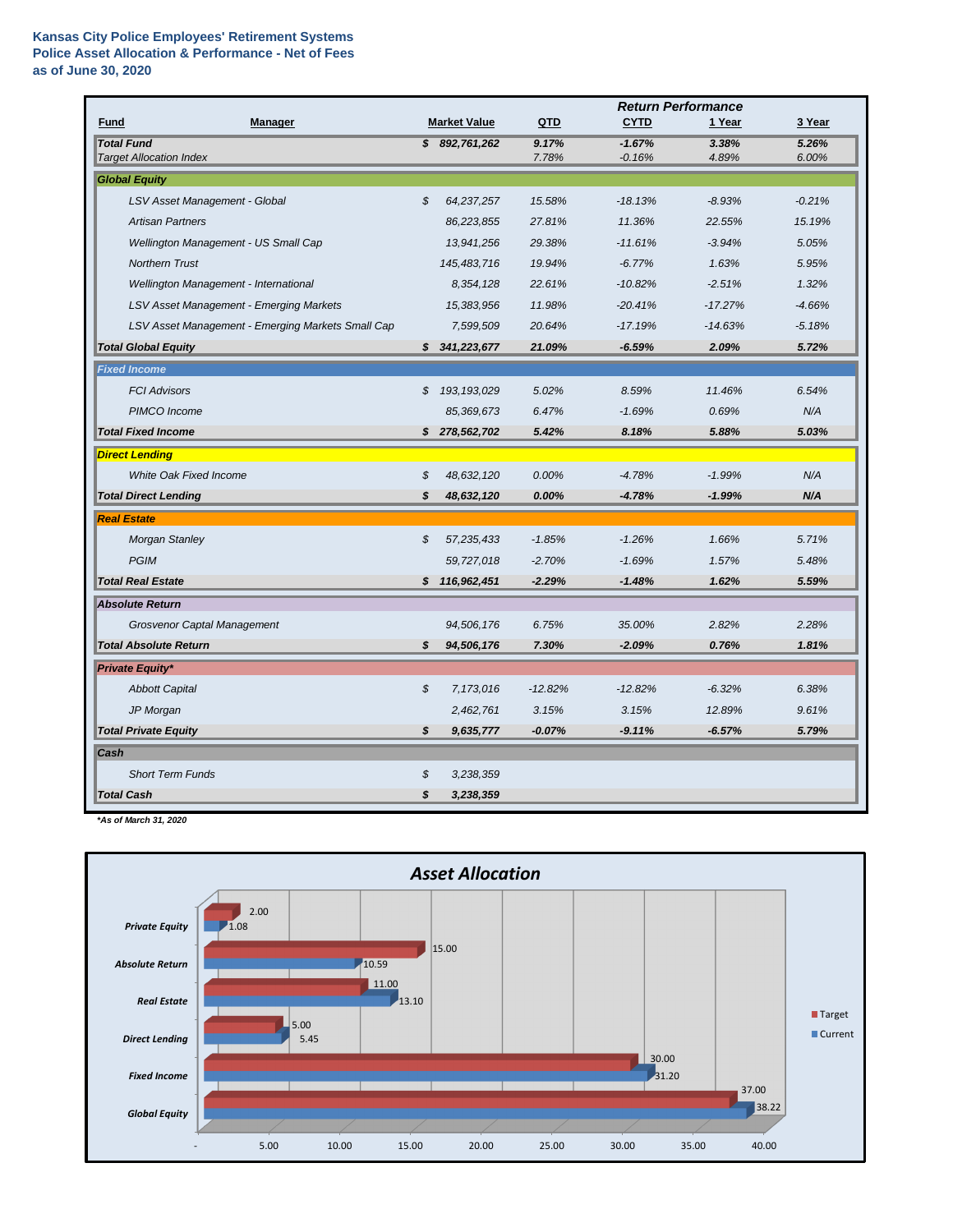**Kansas City Police Employees' Retirement Systems**
**Police Asset Allocation & Performance - Net of Fees**
**as of June 30, 2020**

| Fund | Manager | Market Value | QTD | CYTD | 1 Year | 3 Year |
|---|---|---|---|---|---|---|
| | | | | ***Return Performance*** | | |
| ***Total Fund*** | | ***$ 892,761,262*** | ***9.17%*** | ***-1.67%*** | ***3.38%*** | ***5.26%*** |
| *Target Allocation Index* | | | *7.78%* | *-0.16%* | *4.89%* | *6.00%* |
| ***Global Equity*** | | | | | | |
| | *LSV Asset Management - Global* | *$ 64,237,257* | *15.58%* | *-18.13%* | *-8.93%* | *-0.21%* |
| | *Artisan Partners* | *86,223,855* | *27.81%* | *11.36%* | *22.55%* | *15.19%* |
| | *Wellington Management - US Small Cap* | *13,941,256* | *29.38%* | *-11.61%* | *-3.94%* | *5.05%* |
| | *Northern Trust* | *145,483,716* | *19.94%* | *-6.77%* | *1.63%* | *5.95%* |
| | *Wellington Management - International* | *8,354,128* | *22.61%* | *-10.82%* | *-2.51%* | *1.32%* |
| | *LSV Asset Management - Emerging Markets* | *15,383,956* | *11.98%* | *-20.41%* | *-17.27%* | *-4.66%* |
| | *LSV Asset Management - Emerging Markets Small Cap* | *7,599,509* | *20.64%* | *-17.19%* | *-14.63%* | *-5.18%* |
| ***Total Global Equity*** | | ***$ 341,223,677*** | ***21.09%*** | ***-6.59%*** | ***2.09%*** | ***5.72%*** |
| ***Fixed Income*** | | | | | | |
| | *FCI Advisors* | *$ 193,193,029* | *5.02%* | *8.59%* | *11.46%* | *6.54%* |
| | *PIMCO Income* | *85,369,673* | *6.47%* | *-1.69%* | *0.69%* | *N/A* |
| ***Total Fixed Income*** | | ***$ 278,562,702*** | ***5.42%*** | ***8.18%*** | ***5.88%*** | ***5.03%*** |
| ***Direct Lending*** | | | | | | |
| | *White Oak Fixed Income* | *$ 48,632,120* | *0.00%* | *-4.78%* | *-1.99%* | *N/A* |
| ***Total Direct Lending*** | | ***$ 48,632,120*** | ***0.00%*** | ***-4.78%*** | ***-1.99%*** | ***N/A*** |
| ***Real Estate*** | | | | | | |
| | *Morgan Stanley* | *$ 57,235,433* | *-1.85%* | *-1.26%* | *1.66%* | *5.71%* |
| | *PGIM* | *59,727,018* | *-2.70%* | *-1.69%* | *1.57%* | *5.48%* |
| ***Total Real Estate*** | | ***$ 116,962,451*** | ***-2.29%*** | ***-1.48%*** | ***1.62%*** | ***5.59%*** |
| ***Absolute Return*** | | | | | | |
| | *Grosvenor Captal Management* | *94,506,176* | *6.75%* | *35.00%* | *2.82%* | *2.28%* |
| ***Total Absolute Return*** | | ***$ 94,506,176*** | ***7.30%*** | ***-2.09%*** | ***0.76%*** | ***1.81%*** |
| ***Private Equity**** | | | | | | |
| | *Abbott Capital* | *$ 7,173,016* | *-12.82%* | *-12.82%* | *-6.32%* | *6.38%* |
| | *JP Morgan* | *2,462,761* | *3.15%* | *3.15%* | *12.89%* | *9.61%* |
| ***Total Private Equity*** | | ***$ 9,635,777*** | ***-0.07%*** | ***-9.11%*** | ***-6.57%*** | ***5.79%*** |
| ***Cash*** | | | | | | |
| | *Short Term Funds* | *$ 3,238,359* | | | | |
| ***Total Cash*** | | ***$ 3,238,359*** | | | | |

***As of March 31, 2020**

## *Asset Allocation*

| Asset Class | Target | Current |
|---|---|---|
| Private Equity | 2.00 | 1.08 |
| Absolute Return | 15.00 | 10.59 |
| Real Estate | 11.00 | 13.10 |
| Direct Lending | 5.00 | 5.45 |
| Fixed Income | 30.00 | 31.20 |
| Global Equity | 37.00 | 38.22 |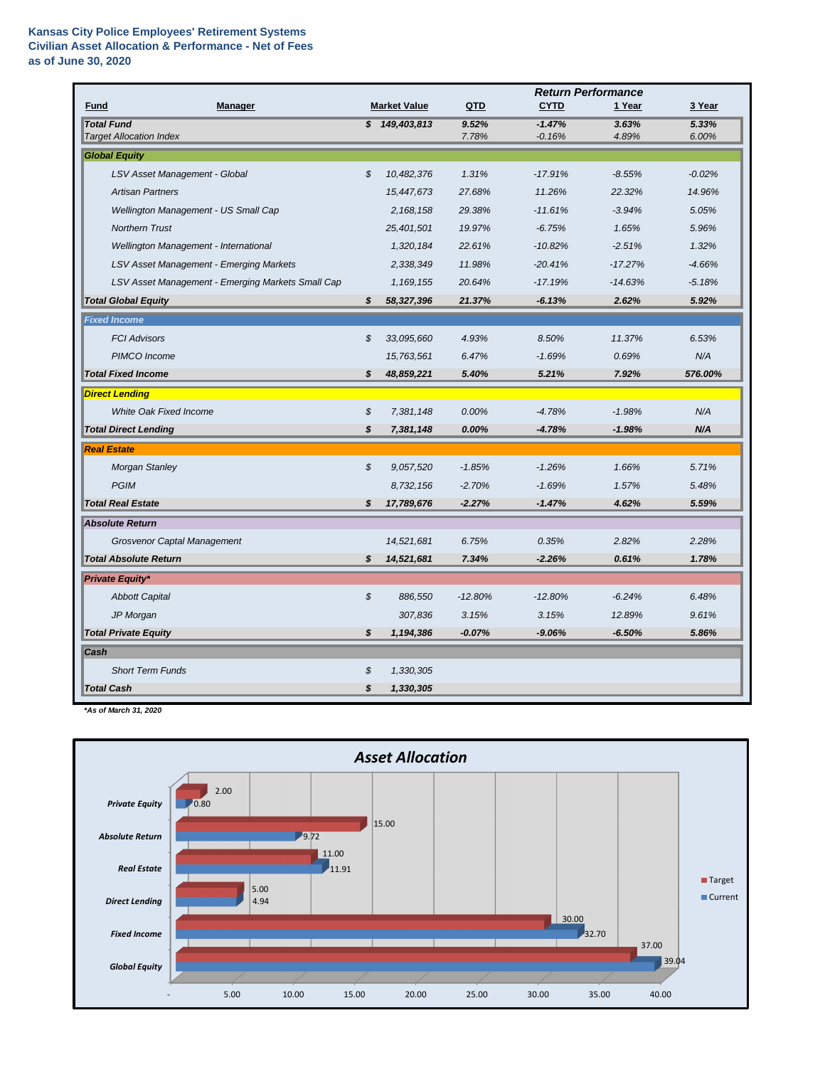**Kansas City Police Employees' Retirement Systems**
**Civilian Asset Allocation & Performance - Net of Fees**
**as of June 30, 2020**

| Fund | Manager | Market Value | QTD | CYTD | 1 Year | 3 Year |
|---|---|---|---|---|---|---|
| | | | Return Performance | | | |
| ***Total Fund*** | | ***$ 149,403,813*** | ***9.52%*** | ***-1.47%*** | ***3.63%*** | ***5.33%*** |
| *Target Allocation Index* | | | *7.78%* | *-0.16%* | *4.89%* | *6.00%* |
| ***Global Equity*** | | | | | | |
| | *LSV Asset Management - Global* | *$ 10,482,376* | *1.31%* | *-17.91%* | *-8.55%* | *-0.02%* |
| | *Artisan Partners* | *15,447,673* | *27.68%* | *11.26%* | *22.32%* | *14.96%* |
| | *Wellington Management - US Small Cap* | *2,168,158* | *29.38%* | *-11.61%* | *-3.94%* | *5.05%* |
| | *Northern Trust* | *25,401,501* | *19.97%* | *-6.75%* | *1.65%* | *5.96%* |
| | *Wellington Management - International* | *1,320,184* | *22.61%* | *-10.82%* | *-2.51%* | *1.32%* |
| | *LSV Asset Management - Emerging Markets* | *2,338,349* | *11.98%* | *-20.41%* | *-17.27%* | *-4.66%* |
| | *LSV Asset Management - Emerging Markets Small Cap* | *1,169,155* | *20.64%* | *-17.19%* | *-14.63%* | *-5.18%* |
| ***Total Global Equity*** | | ***$ 58,327,396*** | ***21.37%*** | ***-6.13%*** | ***2.62%*** | ***5.92%*** |
| ***Fixed Income*** | | | | | | |
| | *FCI Advisors* | *$ 33,095,660* | *4.93%* | *8.50%* | *11.37%* | *6.53%* |
| | *PIMCO Income* | *15,763,561* | *6.47%* | *-1.69%* | *0.69%* | *N/A* |
| ***Total Fixed Income*** | | ***$ 48,859,221*** | ***5.40%*** | ***5.21%*** | ***7.92%*** | ***576.00%*** |
| ***Direct Lending*** | | | | | | |
| | *White Oak Fixed Income* | *$ 7,381,148* | *0.00%* | *-4.78%* | *-1.98%* | *N/A* |
| ***Total Direct Lending*** | | ***$ 7,381,148*** | ***0.00%*** | ***-4.78%*** | ***-1.98%*** | ***N/A*** |
| ***Real Estate*** | | | | | | |
| | *Morgan Stanley* | *$ 9,057,520* | *-1.85%* | *-1.26%* | *1.66%* | *5.71%* |
| | *PGIM* | *8,732,156* | *-2.70%* | *-1.69%* | *1.57%* | *5.48%* |
| ***Total Real Estate*** | | ***$ 17,789,676*** | ***-2.27%*** | ***-1.47%*** | ***4.62%*** | ***5.59%*** |
| ***Absolute Return*** | | | | | | |
| | *Grosvenor Captal Management* | *14,521,681* | *6.75%* | *0.35%* | *2.82%* | *2.28%* |
| ***Total Absolute Return*** | | ***$ 14,521,681*** | ***7.34%*** | ***-2.26%*** | ***0.61%*** | ***1.78%*** |
| ***Private Equity**** | | | | | | |
| | *Abbott Capital* | *$ 886,550* | *-12.80%* | *-12.80%* | *-6.24%* | *6.48%* |
| | *JP Morgan* | *307,836* | *3.15%* | *3.15%* | *12.89%* | *9.61%* |
| ***Total Private Equity*** | | ***$ 1,194,386*** | ***-0.07%*** | ***-9.06%*** | ***-6.50%*** | ***5.86%*** |
| ***Cash*** | | | | | | |
| | *Short Term Funds* | *$ 1,330,305* | | | | |
| ***Total Cash*** | | ***$ 1,330,305*** | | | | |

****As of March 31, 2020***

***Asset Allocation***

Private Equity
2.00
0.80
Absolute Return
15.00
9.72
Real Estate
11.00
11.91
Direct Lending
5.00
4.94
Fixed Income
30.00
32.70
Global Equity
37.00
39.04

- 5.00 10.00 15.00 20.00 25.00 30.00 35.00 40.00

Target
Current